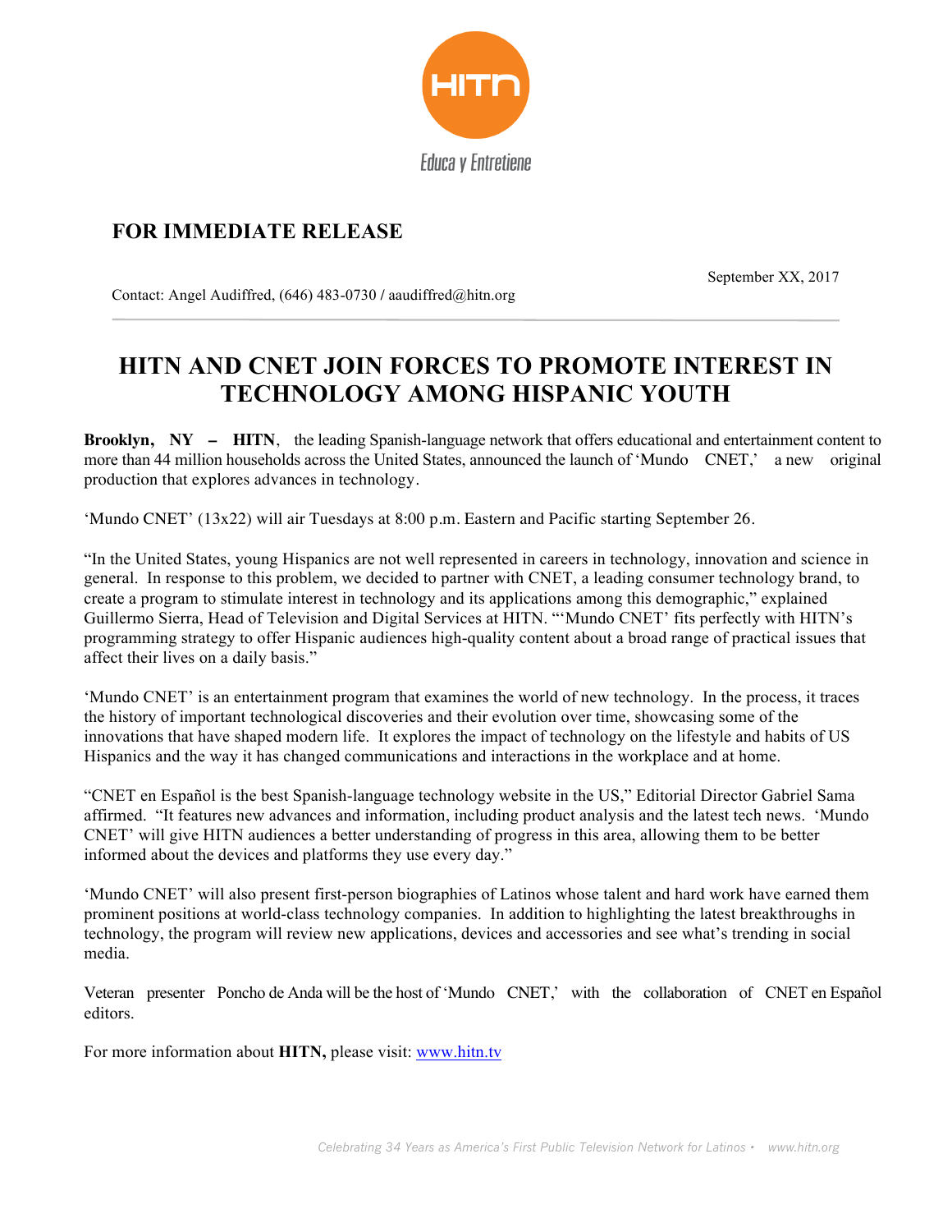HITN

Educa y Entretiene

**FOR IMMEDIATE RELEASE**

September XX, 2017

Contact: Angel Audiffred, (646) 483-0730 / aaudiffred@hitn.org

# HITN AND CNET JOIN FORCES TO PROMOTE INTEREST IN TECHNOLOGY AMONG HISPANIC YOUTH

**Brooklyn, NY – HITN**, the leading Spanish-language network that offers educational and entertainment content to more than 44 million households across the United States, announced the launch of 'Mundo CNET,' a new original production that explores advances in technology.

'Mundo CNET' (13x22) will air Tuesdays at 8:00 p.m. Eastern and Pacific starting September 26.

"In the United States, young Hispanics are not well represented in careers in technology, innovation and science in general. In response to this problem, we decided to partner with CNET, a leading consumer technology brand, to create a program to stimulate interest in technology and its applications among this demographic," explained Guillermo Sierra, Head of Television and Digital Services at HITN. "'Mundo CNET' fits perfectly with HITN's programming strategy to offer Hispanic audiences high-quality content about a broad range of practical issues that affect their lives on a daily basis."

'Mundo CNET' is an entertainment program that examines the world of new technology. In the process, it traces the history of important technological discoveries and their evolution over time, showcasing some of the innovations that have shaped modern life. It explores the impact of technology on the lifestyle and habits of US Hispanics and the way it has changed communications and interactions in the workplace and at home.

"CNET en Español is the best Spanish-language technology website in the US," Editorial Director Gabriel Sama affirmed. "It features new advances and information, including product analysis and the latest tech news. 'Mundo CNET' will give HITN audiences a better understanding of progress in this area, allowing them to be better informed about the devices and platforms they use every day."

'Mundo CNET' will also present first-person biographies of Latinos whose talent and hard work have earned them prominent positions at world-class technology companies. In addition to highlighting the latest breakthroughs in technology, the program will review new applications, devices and accessories and see what's trending in social media.

Veteran presenter Poncho de Anda will be the host of 'Mundo CNET,' with the collaboration of CNET en Español editors.

For more information about **HITN,** please visit: [www.hitn.tv](www.hitn.tv)

*Celebrating 34 Years as America's First Public Television Network for Latinos • www.hitn.org*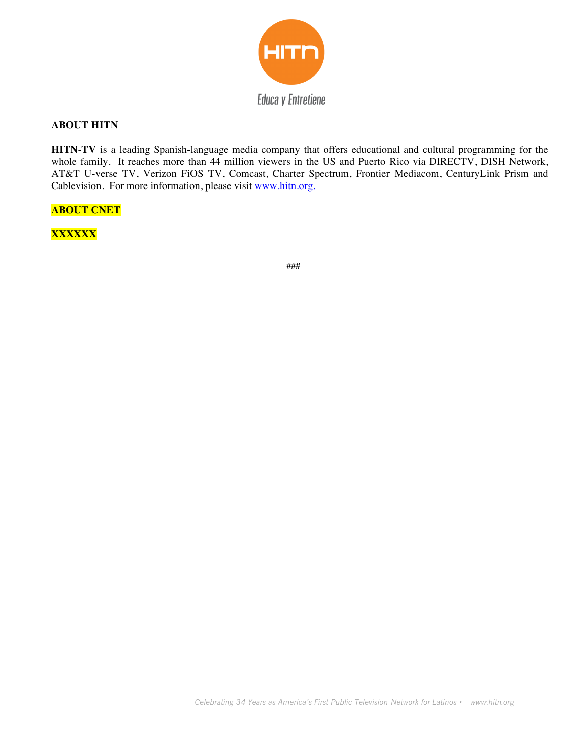Educa y Entretiene

**ABOUT HITN**

**HITN-TV** is a leading Spanish-language media company that offers educational and cultural programming for the whole family. It reaches more than 44 million viewers in the US and Puerto Rico via DIRECTV, DISH Network, AT&T U-verse TV, Verizon FiOS TV, Comcast, Charter Spectrum, Frontier Mediacom, CenturyLink Prism and Cablevision. For more information, please visit www.hitn.org.

**ABOUT CNET**

**XXXXXX**

###